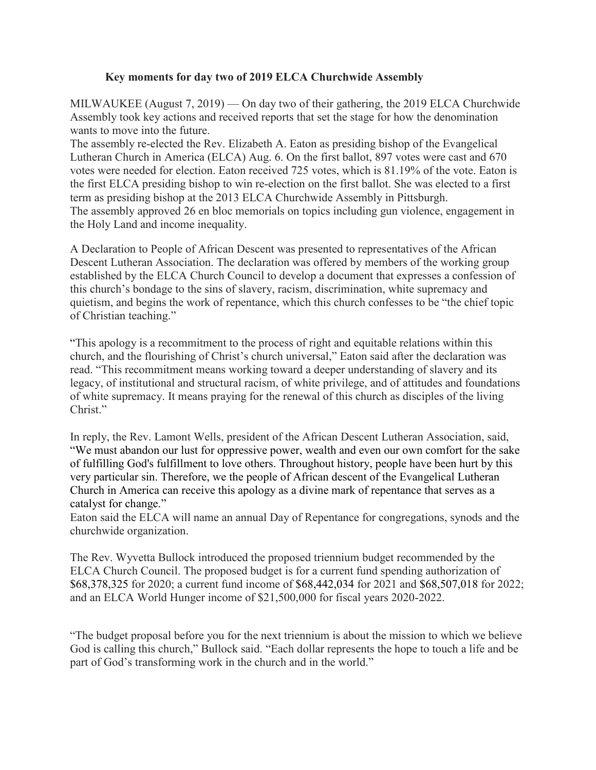# Key moments for day two of 2019 ELCA Churchwide Assembly

MILWAUKEE (August 7, 2019) — On day two of their gathering, the 2019 ELCA Churchwide Assembly took key actions and received reports that set the stage for how the denomination wants to move into the future.

The assembly re-elected the Rev. Elizabeth A. Eaton as presiding bishop of the Evangelical Lutheran Church in America (ELCA) Aug. 6. On the first ballot, 897 votes were cast and 670 votes were needed for election. Eaton received 725 votes, which is 81.19% of the vote. Eaton is the first ELCA presiding bishop to win re-election on the first ballot. She was elected to a first term as presiding bishop at the 2013 ELCA Churchwide Assembly in Pittsburgh.

The assembly approved 26 en bloc memorials on topics including gun violence, engagement in the Holy Land and income inequality.

A Declaration to People of African Descent was presented to representatives of the African Descent Lutheran Association. The declaration was offered by members of the working group established by the ELCA Church Council to develop a document that expresses a confession of this church's bondage to the sins of slavery, racism, discrimination, white supremacy and quietism, and begins the work of repentance, which this church confesses to be "the chief topic of Christian teaching."

"This apology is a recommitment to the process of right and equitable relations within this church, and the flourishing of Christ's church universal," Eaton said after the declaration was read. "This recommitment means working toward a deeper understanding of slavery and its legacy, of institutional and structural racism, of white privilege, and of attitudes and foundations of white supremacy. It means praying for the renewal of this church as disciples of the living Christ."

In reply, the Rev. Lamont Wells, president of the African Descent Lutheran Association, said, "We must abandon our lust for oppressive power, wealth and even our own comfort for the sake of fulfilling God's fulfillment to love others. Throughout history, people have been hurt by this very particular sin. Therefore, we the people of African descent of the Evangelical Lutheran Church in America can receive this apology as a divine mark of repentance that serves as a catalyst for change."

Eaton said the ELCA will name an annual Day of Repentance for congregations, synods and the churchwide organization.

The Rev. Wyvetta Bullock introduced the proposed triennium budget recommended by the ELCA Church Council. The proposed budget is for a current fund spending authorization of $68,378,325 for 2020; a current fund income of $68,442,034 for 2021 and $68,507,018 for 2022; and an ELCA World Hunger income of $21,500,000 for fiscal years 2020-2022.

"The budget proposal before you for the next triennium is about the mission to which we believe God is calling this church," Bullock said. "Each dollar represents the hope to touch a life and be part of God's transforming work in the church and in the world."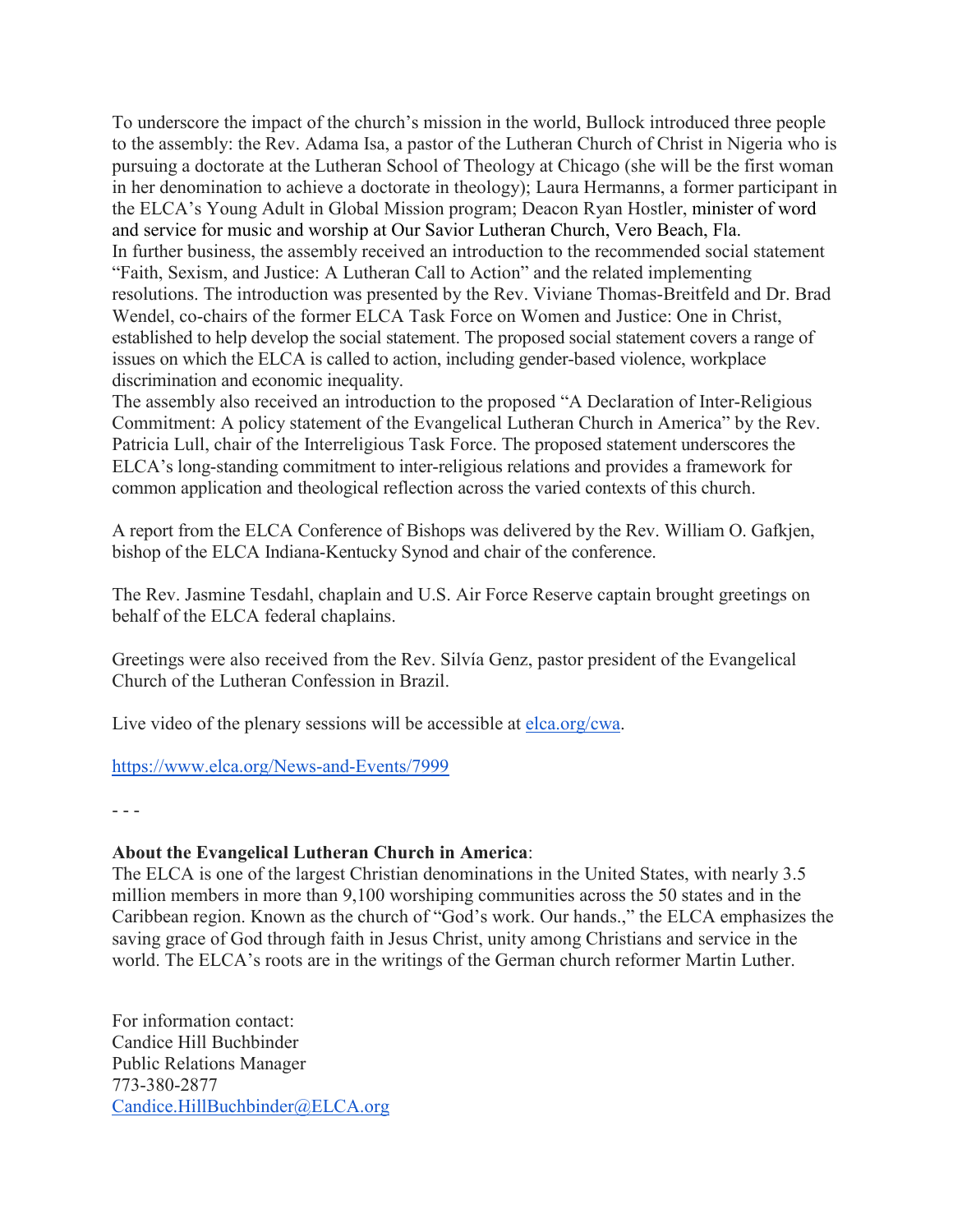To underscore the impact of the church's mission in the world, Bullock introduced three people to the assembly: the Rev. Adama Isa, a pastor of the Lutheran Church of Christ in Nigeria who is pursuing a doctorate at the Lutheran School of Theology at Chicago (she will be the first woman in her denomination to achieve a doctorate in theology); Laura Hermanns, a former participant in the ELCA's Young Adult in Global Mission program; Deacon Ryan Hostler, minister of word and service for music and worship at Our Savior Lutheran Church, Vero Beach, Fla.

In further business, the assembly received an introduction to the recommended social statement "Faith, Sexism, and Justice: A Lutheran Call to Action" and the related implementing resolutions. The introduction was presented by the Rev. Viviane Thomas-Breitfeld and Dr. Brad Wendel, co-chairs of the former ELCA Task Force on Women and Justice: One in Christ, established to help develop the social statement. The proposed social statement covers a range of issues on which the ELCA is called to action, including gender-based violence, workplace discrimination and economic inequality.

The assembly also received an introduction to the proposed "A Declaration of Inter-Religious Commitment: A policy statement of the Evangelical Lutheran Church in America" by the Rev. Patricia Lull, chair of the Interreligious Task Force. The proposed statement underscores the ELCA's long-standing commitment to inter-religious relations and provides a framework for common application and theological reflection across the varied contexts of this church.

A report from the ELCA Conference of Bishops was delivered by the Rev. William O. Gafkjen, bishop of the ELCA Indiana-Kentucky Synod and chair of the conference.

The Rev. Jasmine Tesdahl, chaplain and U.S. Air Force Reserve captain brought greetings on behalf of the ELCA federal chaplains.

Greetings were also received from the Rev. Silvía Genz, pastor president of the Evangelical Church of the Lutheran Confession in Brazil.

Live video of the plenary sessions will be accessible at [elca.org/cwa](elca.org/cwa).

https://www.elca.org/News-and-Events/7999

- - -

**About the Evangelical Lutheran Church in America**:
The ELCA is one of the largest Christian denominations in the United States, with nearly 3.5 million members in more than 9,100 worshiping communities across the 50 states and in the Caribbean region. Known as the church of "God's work. Our hands.," the ELCA emphasizes the saving grace of God through faith in Jesus Christ, unity among Christians and service in the world. The ELCA's roots are in the writings of the German church reformer Martin Luther.

For information contact:
Candice Hill Buchbinder
Public Relations Manager
773-380-2877
Candice.HillBuchbinder@ELCA.org